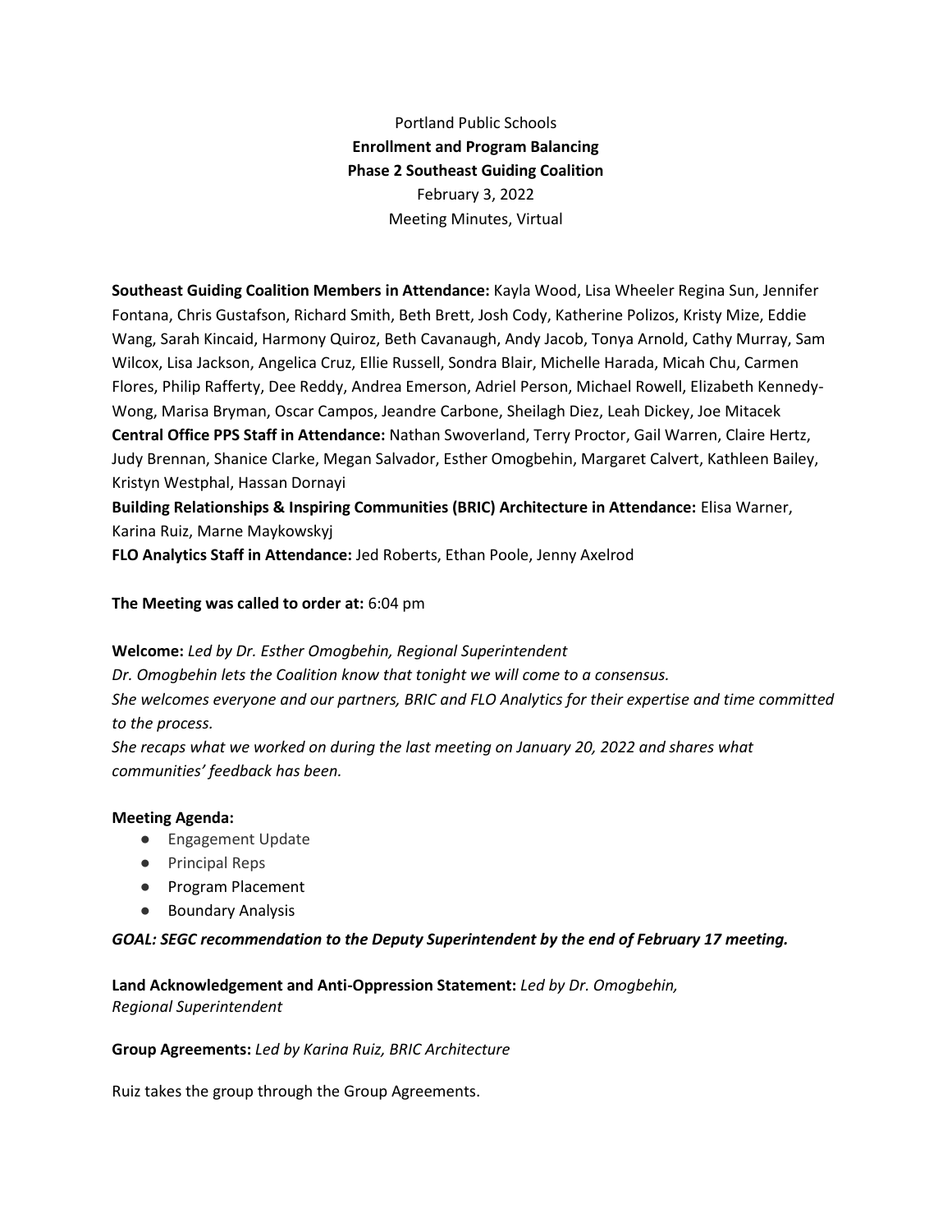Portland Public Schools

**Enrollment and Program Balancing**

**Phase 2 Southeast Guiding Coalition**

February 3, 2022

Meeting Minutes, Virtual

**Southeast Guiding Coalition Members in Attendance:** Kayla Wood, Lisa Wheeler Regina Sun, Jennifer Fontana, Chris Gustafson, Richard Smith, Beth Brett, Josh Cody, Katherine Polizos, Kristy Mize, Eddie Wang, Sarah Kincaid, Harmony Quiroz, Beth Cavanaugh, Andy Jacob, Tonya Arnold, Cathy Murray, Sam Wilcox, Lisa Jackson, Angelica Cruz, Ellie Russell, Sondra Blair, Michelle Harada, Micah Chu, Carmen Flores, Philip Rafferty, Dee Reddy, Andrea Emerson, Adriel Person, Michael Rowell, Elizabeth Kennedy-Wong, Marisa Bryman, Oscar Campos, Jeandre Carbone, Sheilagh Diez, Leah Dickey, Joe Mitacek

**Central Office PPS Staff in Attendance:** Nathan Swoverland, Terry Proctor, Gail Warren, Claire Hertz, Judy Brennan, Shanice Clarke, Megan Salvador, Esther Omogbehin, Margaret Calvert, Kathleen Bailey, Kristyn Westphal, Hassan Dornayi

**Building Relationships & Inspiring Communities (BRIC) Architecture in Attendance:** Elisa Warner, Karina Ruiz, Marne Maykowskyj

**FLO Analytics Staff in Attendance:** Jed Roberts, Ethan Poole, Jenny Axelrod

**The Meeting was called to order at:** 6:04 pm

**Welcome:** *Led by Dr. Esther Omogbehin, Regional Superintendent*

*Dr. Omogbehin lets the Coalition know that tonight we will come to a consensus.*

*She welcomes everyone and our partners, BRIC and FLO Analytics for their expertise and time committed to the process.*

*She recaps what we worked on during the last meeting on January 20, 2022 and shares what communities' feedback has been.*

**Meeting Agenda:**

- Engagement Update
- Principal Reps
- Program Placement
- Boundary Analysis

***GOAL: SEGC recommendation to the Deputy Superintendent by the end of February 17 meeting.***

**Land Acknowledgement and Anti-Oppression Statement:** *Led by Dr. Omogbehin, Regional Superintendent*

**Group Agreements:** *Led by Karina Ruiz, BRIC Architecture*

Ruiz takes the group through the Group Agreements.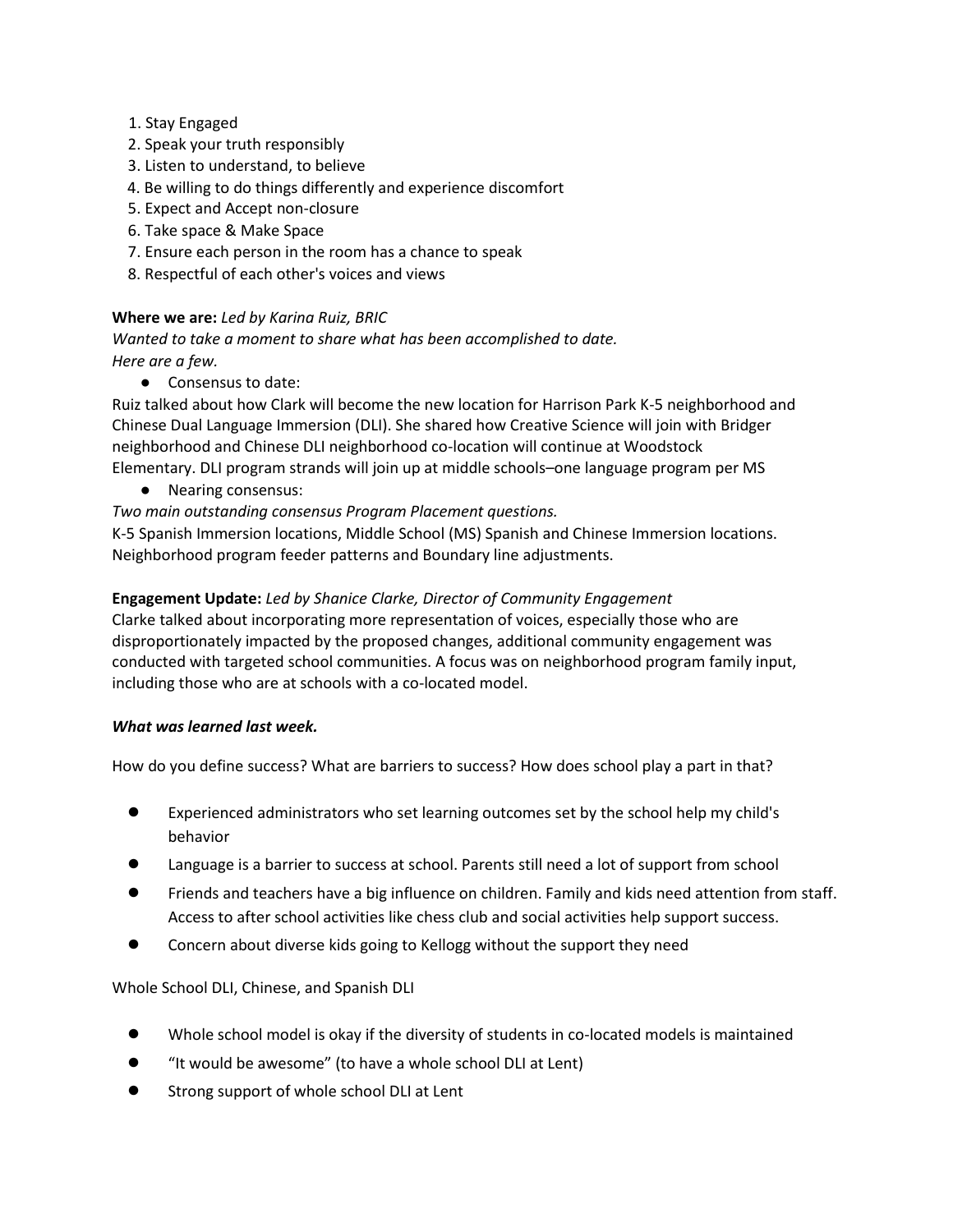1. Stay Engaged
2. Speak your truth responsibly
3. Listen to understand, to believe
4. Be willing to do things differently and experience discomfort
5. Expect and Accept non-closure
6. Take space & Make Space
7. Ensure each person in the room has a chance to speak
8. Respectful of each other's voices and views

**Where we are:** *Led by Karina Ruiz, BRIC*
*Wanted to take a moment to share what has been accomplished to date.*
*Here are a few.*

- Consensus to date:

Ruiz talked about how Clark will become the new location for Harrison Park K-5 neighborhood and Chinese Dual Language Immersion (DLI). She shared how Creative Science will join with Bridger neighborhood and Chinese DLI neighborhood co-location will continue at Woodstock Elementary. DLI program strands will join up at middle schools–one language program per MS

- Nearing consensus:

*Two main outstanding consensus Program Placement questions.*
K-5 Spanish Immersion locations, Middle School (MS) Spanish and Chinese Immersion locations. Neighborhood program feeder patterns and Boundary line adjustments.

**Engagement Update:** *Led by Shanice Clarke, Director of Community Engagement*
Clarke talked about incorporating more representation of voices, especially those who are disproportionately impacted by the proposed changes, additional community engagement was conducted with targeted school communities. A focus was on neighborhood program family input, including those who are at schools with a co-located model.

***What was learned last week.***

How do you define success? What are barriers to success? How does school play a part in that?

- Experienced administrators who set learning outcomes set by the school help my child's behavior
- Language is a barrier to success at school. Parents still need a lot of support from school
- Friends and teachers have a big influence on children. Family and kids need attention from staff. Access to after school activities like chess club and social activities help support success.
- Concern about diverse kids going to Kellogg without the support they need

Whole School DLI, Chinese, and Spanish DLI

- Whole school model is okay if the diversity of students in co-located models is maintained
- "It would be awesome" (to have a whole school DLI at Lent)
- Strong support of whole school DLI at Lent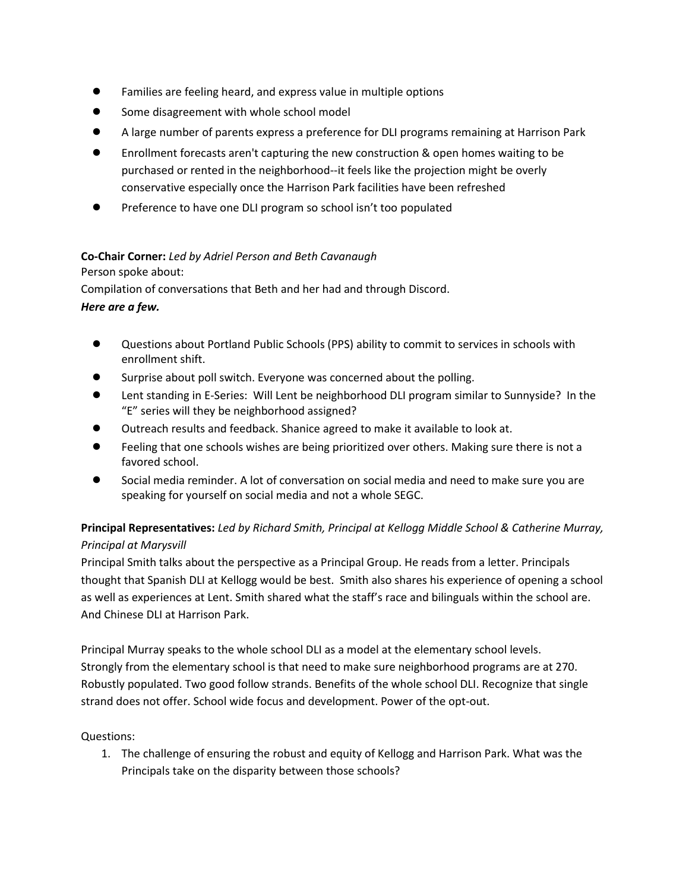- Families are feeling heard, and express value in multiple options
- Some disagreement with whole school model
- A large number of parents express a preference for DLI programs remaining at Harrison Park
- Enrollment forecasts aren't capturing the new construction & open homes waiting to be purchased or rented in the neighborhood--it feels like the projection might be overly conservative especially once the Harrison Park facilities have been refreshed
- Preference to have one DLI program so school isn't too populated

**Co-Chair Corner:** *Led by Adriel Person and Beth Cavanaugh*
Person spoke about:
Compilation of conversations that Beth and her had and through Discord.
***Here are a few.***

- Questions about Portland Public Schools (PPS) ability to commit to services in schools with enrollment shift.
- Surprise about poll switch. Everyone was concerned about the polling.
- Lent standing in E-Series: Will Lent be neighborhood DLI program similar to Sunnyside? In the "E" series will they be neighborhood assigned?
- Outreach results and feedback. Shanice agreed to make it available to look at.
- Feeling that one schools wishes are being prioritized over others. Making sure there is not a favored school.
- Social media reminder. A lot of conversation on social media and need to make sure you are speaking for yourself on social media and not a whole SEGC.

**Principal Representatives:** *Led by Richard Smith, Principal at Kellogg Middle School & Catherine Murray, Principal at Marysvill*
Principal Smith talks about the perspective as a Principal Group. He reads from a letter. Principals thought that Spanish DLI at Kellogg would be best. Smith also shares his experience of opening a school as well as experiences at Lent. Smith shared what the staff's race and bilinguals within the school are. And Chinese DLI at Harrison Park.

Principal Murray speaks to the whole school DLI as a model at the elementary school levels. Strongly from the elementary school is that need to make sure neighborhood programs are at 270. Robustly populated. Two good follow strands. Benefits of the whole school DLI. Recognize that single strand does not offer. School wide focus and development. Power of the opt-out.

Questions:

1. The challenge of ensuring the robust and equity of Kellogg and Harrison Park. What was the Principals take on the disparity between those schools?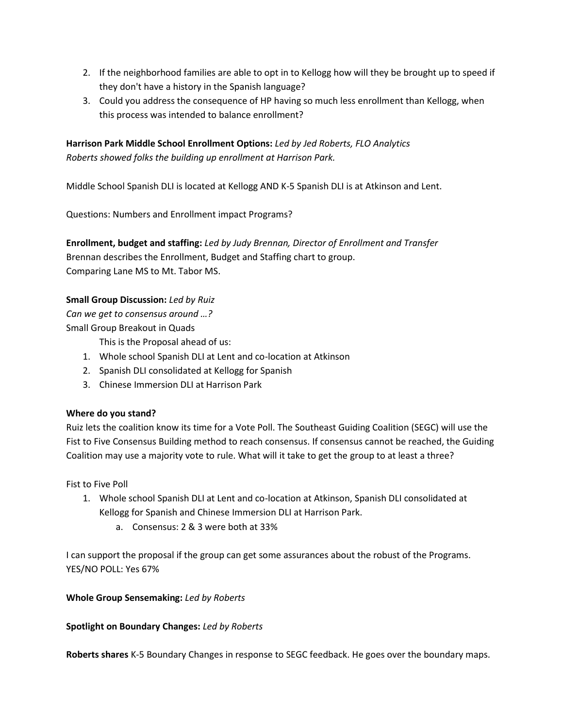2. If the neighborhood families are able to opt in to Kellogg how will they be brought up to speed if they don't have a history in the Spanish language?
3. Could you address the consequence of HP having so much less enrollment than Kellogg, when this process was intended to balance enrollment?

**Harrison Park Middle School Enrollment Options:** *Led by Jed Roberts, FLO Analytics*
*Roberts showed folks the building up enrollment at Harrison Park.*

Middle School Spanish DLI is located at Kellogg AND K-5 Spanish DLI is at Atkinson and Lent.

Questions: Numbers and Enrollment impact Programs?

**Enrollment, budget and staffing:** *Led by Judy Brennan, Director of Enrollment and Transfer*
Brennan describes the Enrollment, Budget and Staffing chart to group.
Comparing Lane MS to Mt. Tabor MS.

**Small Group Discussion:** *Led by Ruiz*
*Can we get to consensus around …?*
Small Group Breakout in Quads

This is the Proposal ahead of us:

1. Whole school Spanish DLI at Lent and co-location at Atkinson
2. Spanish DLI consolidated at Kellogg for Spanish
3. Chinese Immersion DLI at Harrison Park

**Where do you stand?**
Ruiz lets the coalition know its time for a Vote Poll. The Southeast Guiding Coalition (SEGC) will use the Fist to Five Consensus Building method to reach consensus. If consensus cannot be reached, the Guiding Coalition may use a majority vote to rule. What will it take to get the group to at least a three?

Fist to Five Poll

1. Whole school Spanish DLI at Lent and co-location at Atkinson, Spanish DLI consolidated at Kellogg for Spanish and Chinese Immersion DLI at Harrison Park.
   a. Consensus: 2 & 3 were both at 33%

I can support the proposal if the group can get some assurances about the robust of the Programs.
YES/NO POLL: Yes 67%

**Whole Group Sensemaking:** *Led by Roberts*

**Spotlight on Boundary Changes:** *Led by Roberts*

**Roberts shares** K-5 Boundary Changes in response to SEGC feedback. He goes over the boundary maps.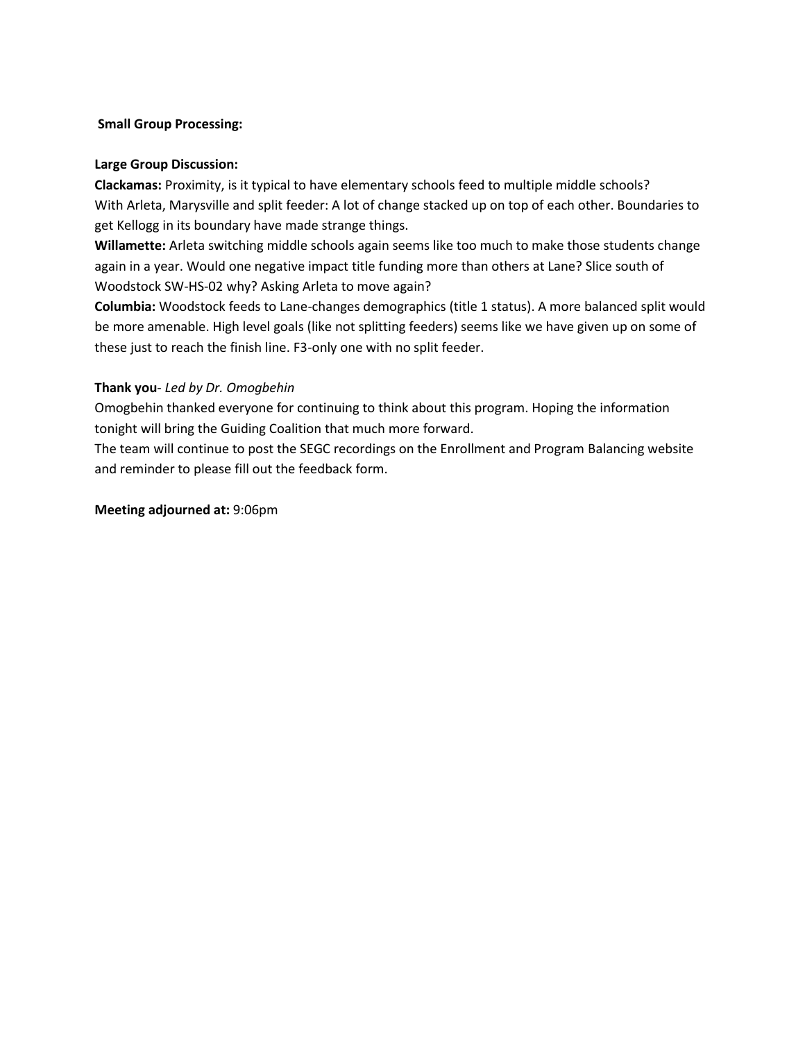**Small Group Processing:**

**Large Group Discussion:**

**Clackamas:** Proximity, is it typical to have elementary schools feed to multiple middle schools? With Arleta, Marysville and split feeder: A lot of change stacked up on top of each other. Boundaries to get Kellogg in its boundary have made strange things.

**Willamette:** Arleta switching middle schools again seems like too much to make those students change again in a year. Would one negative impact title funding more than others at Lane? Slice south of Woodstock SW-HS-02 why? Asking Arleta to move again?

**Columbia:** Woodstock feeds to Lane-changes demographics (title 1 status). A more balanced split would be more amenable. High level goals (like not splitting feeders) seems like we have given up on some of these just to reach the finish line. F3-only one with no split feeder.

**Thank you**- *Led by Dr. Omogbehin*

Omogbehin thanked everyone for continuing to think about this program. Hoping the information tonight will bring the Guiding Coalition that much more forward.

The team will continue to post the SEGC recordings on the Enrollment and Program Balancing website and reminder to please fill out the feedback form.

**Meeting adjourned at:** 9:06pm